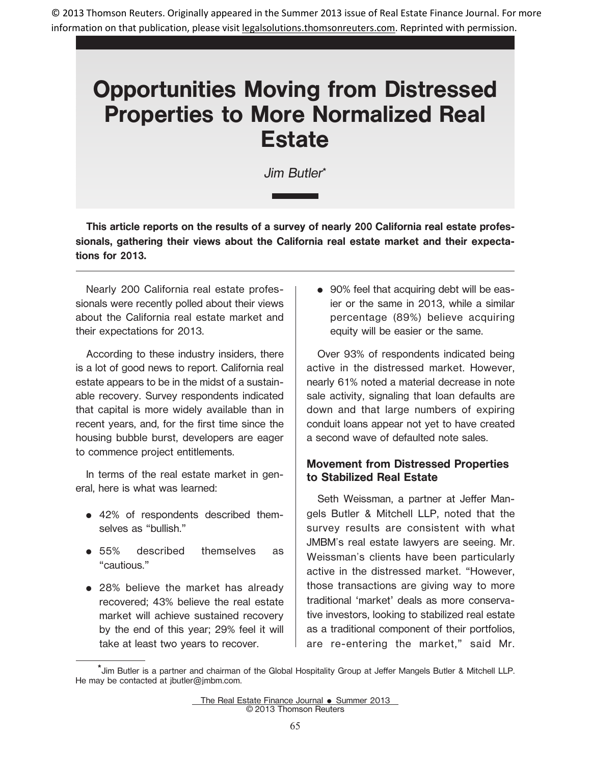© 2013 Thomson Reuters. Originally appeared in the Summer 2013 issue of Real Estate Finance Journal. For more information on that publication, please visit legalsolutions.thomsonreuters.com. Reprinted with permission.

# Opportunities Moving from Distressed Properties to More Normalized Real Estate

*Jim Butler*[*]

**This article reports on the results of a survey of nearly 200 California real estate professionals, gathering their views about the California real estate market and their expectations for 2013.**

Nearly 200 California real estate professionals were recently polled about their views about the California real estate market and their expectations for 2013.

According to these industry insiders, there is a lot of good news to report. California real estate appears to be in the midst of a sustainable recovery. Survey respondents indicated that capital is more widely available than in recent years, and, for the first time since the housing bubble burst, developers are eager to commence project entitlements.

In terms of the real estate market in general, here is what was learned:

- 42% of respondents described themselves as "bullish."
- 55% described themselves as "cautious."
- 28% believe the market has already recovered; 43% believe the real estate market will achieve sustained recovery by the end of this year; 29% feel it will take at least two years to recover.
- 90% feel that acquiring debt will be easier or the same in 2013, while a similar percentage (89%) believe acquiring equity will be easier or the same.

Over 93% of respondents indicated being active in the distressed market. However, nearly 61% noted a material decrease in note sale activity, signaling that loan defaults are down and that large numbers of expiring conduit loans appear not yet to have created a second wave of defaulted note sales.

## Movement from Distressed Properties to Stabilized Real Estate

Seth Weissman, a partner at Jeffer Mangels Butler & Mitchell LLP, noted that the survey results are consistent with what JMBM's real estate lawyers are seeing. Mr. Weissman's clients have been particularly active in the distressed market. "However, those transactions are giving way to more traditional 'market' deals as more conservative investors, looking to stabilized real estate as a traditional component of their portfolios, are re-entering the market," said Mr.

[*] Jim Butler is a partner and chairman of the Global Hospitality Group at Jeffer Mangels Butler & Mitchell LLP. He may be contacted at jbutler@jmbm.com.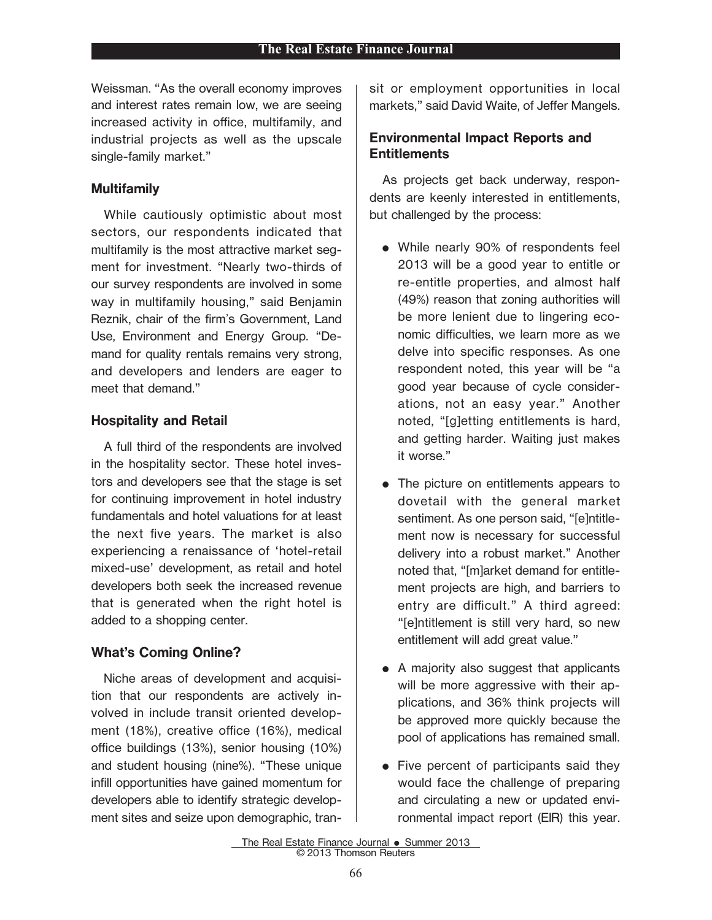Weissman. "As the overall economy improves and interest rates remain low, we are seeing increased activity in office, multifamily, and industrial projects as well as the upscale single-family market."

### Multifamily

While cautiously optimistic about most sectors, our respondents indicated that multifamily is the most attractive market segment for investment. "Nearly two-thirds of our survey respondents are involved in some way in multifamily housing," said Benjamin Reznik, chair of the firm's Government, Land Use, Environment and Energy Group. "Demand for quality rentals remains very strong, and developers and lenders are eager to meet that demand."

### Hospitality and Retail

A full third of the respondents are involved in the hospitality sector. These hotel investors and developers see that the stage is set for continuing improvement in hotel industry fundamentals and hotel valuations for at least the next five years. The market is also experiencing a renaissance of 'hotel-retail mixed-use' development, as retail and hotel developers both seek the increased revenue that is generated when the right hotel is added to a shopping center.

### What's Coming Online?

Niche areas of development and acquisition that our respondents are actively involved in include transit oriented development (18%), creative office (16%), medical office buildings (13%), senior housing (10%) and student housing (nine%). "These unique infill opportunities have gained momentum for developers able to identify strategic development sites and seize upon demographic, transit or employment opportunities in local markets," said David Waite, of Jeffer Mangels.

### Environmental Impact Reports and Entitlements

As projects get back underway, respondents are keenly interested in entitlements, but challenged by the process:

- While nearly 90% of respondents feel 2013 will be a good year to entitle or re-entitle properties, and almost half (49%) reason that zoning authorities will be more lenient due to lingering economic difficulties, we learn more as we delve into specific responses. As one respondent noted, this year will be "a good year because of cycle considerations, not an easy year." Another noted, "[g]etting entitlements is hard, and getting harder. Waiting just makes it worse."
- The picture on entitlements appears to dovetail with the general market sentiment. As one person said, "[e]ntitlement now is necessary for successful delivery into a robust market." Another noted that, "[m]arket demand for entitlement projects are high, and barriers to entry are difficult." A third agreed: "[e]ntitlement is still very hard, so new entitlement will add great value."
- A majority also suggest that applicants will be more aggressive with their applications, and 36% think projects will be approved more quickly because the pool of applications has remained small.
- Five percent of participants said they would face the challenge of preparing and circulating a new or updated environmental impact report (EIR) this year.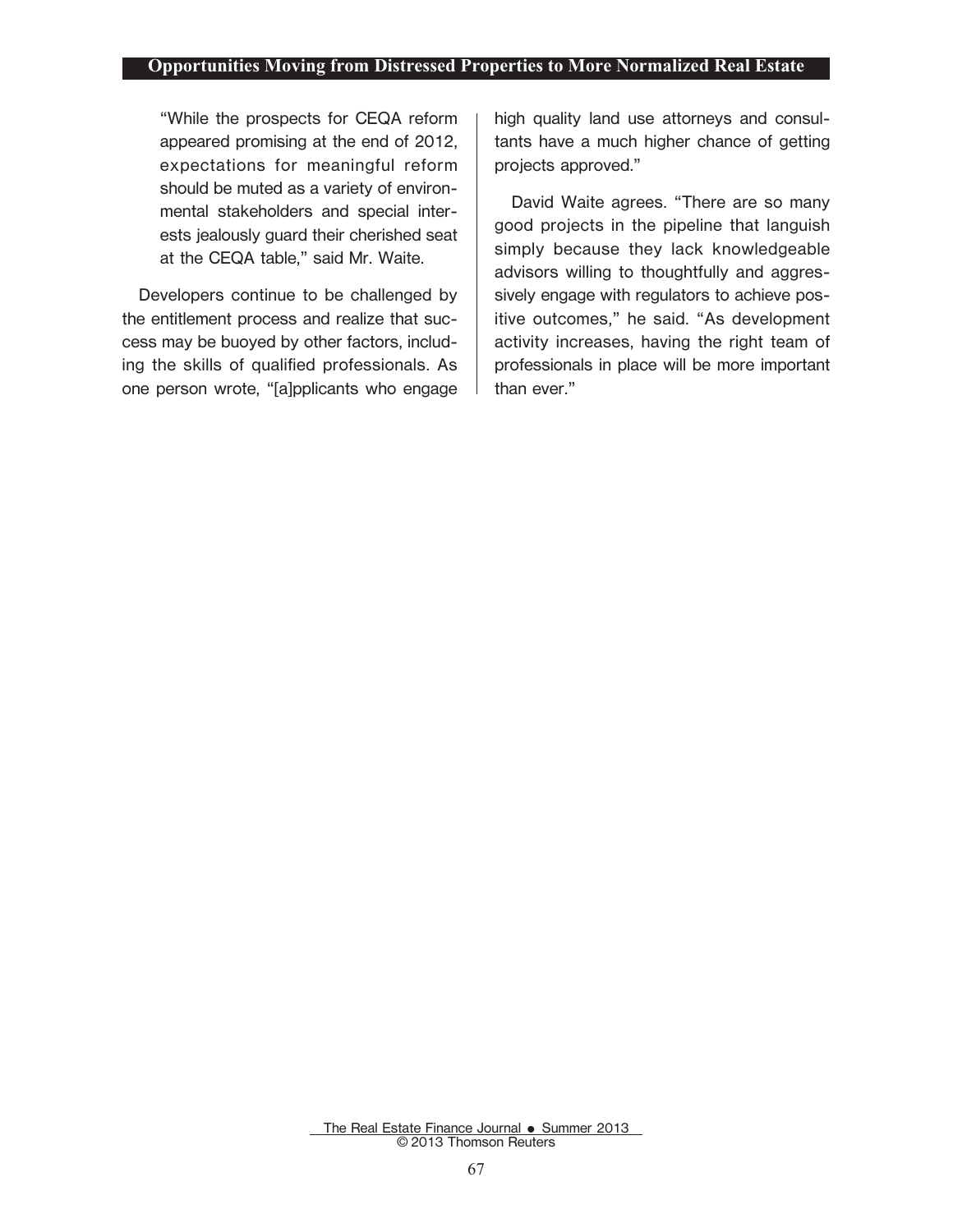> "While the prospects for CEQA reform appeared promising at the end of 2012, expectations for meaningful reform should be muted as a variety of environmental stakeholders and special interests jealously guard their cherished seat at the CEQA table," said Mr. Waite.

Developers continue to be challenged by the entitlement process and realize that success may be buoyed by other factors, including the skills of qualified professionals. As one person wrote, "[a]pplicants who engage high quality land use attorneys and consultants have a much higher chance of getting projects approved."

David Waite agrees. "There are so many good projects in the pipeline that languish simply because they lack knowledgeable advisors willing to thoughtfully and aggressively engage with regulators to achieve positive outcomes," he said. "As development activity increases, having the right team of professionals in place will be more important than ever."